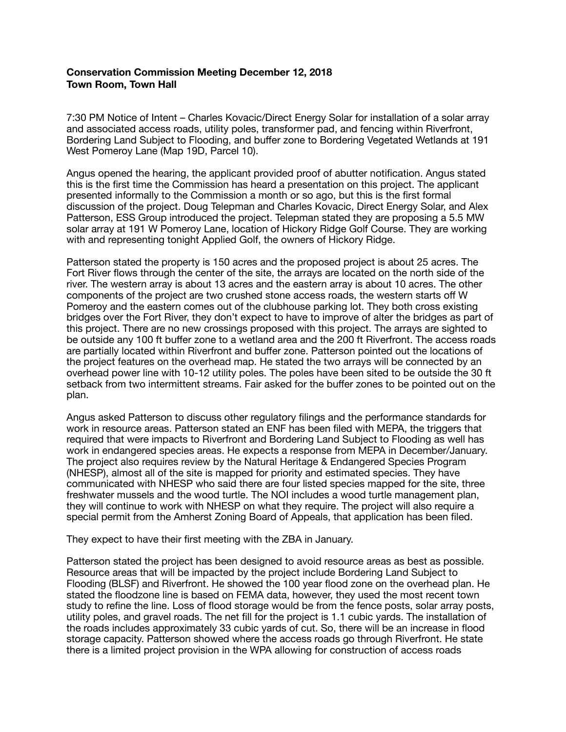**Conservation Commission Meeting December 12, 2018**
**Town Room, Town Hall**

7:30 PM Notice of Intent – Charles Kovacic/Direct Energy Solar for installation of a solar array and associated access roads, utility poles, transformer pad, and fencing within Riverfront, Bordering Land Subject to Flooding, and buffer zone to Bordering Vegetated Wetlands at 191 West Pomeroy Lane (Map 19D, Parcel 10).

Angus opened the hearing, the applicant provided proof of abutter notification. Angus stated this is the first time the Commission has heard a presentation on this project. The applicant presented informally to the Commission a month or so ago, but this is the first formal discussion of the project. Doug Telepman and Charles Kovacic, Direct Energy Solar, and Alex Patterson, ESS Group introduced the project. Telepman stated they are proposing a 5.5 MW solar array at 191 W Pomeroy Lane, location of Hickory Ridge Golf Course. They are working with and representing tonight Applied Golf, the owners of Hickory Ridge.

Patterson stated the property is 150 acres and the proposed project is about 25 acres. The Fort River flows through the center of the site, the arrays are located on the north side of the river. The western array is about 13 acres and the eastern array is about 10 acres. The other components of the project are two crushed stone access roads, the western starts off W Pomeroy and the eastern comes out of the clubhouse parking lot. They both cross existing bridges over the Fort River, they don't expect to have to improve of alter the bridges as part of this project. There are no new crossings proposed with this project. The arrays are sighted to be outside any 100 ft buffer zone to a wetland area and the 200 ft Riverfront. The access roads are partially located within Riverfront and buffer zone. Patterson pointed out the locations of the project features on the overhead map. He stated the two arrays will be connected by an overhead power line with 10-12 utility poles. The poles have been sited to be outside the 30 ft setback from two intermittent streams. Fair asked for the buffer zones to be pointed out on the plan.

Angus asked Patterson to discuss other regulatory filings and the performance standards for work in resource areas. Patterson stated an ENF has been filed with MEPA, the triggers that required that were impacts to Riverfront and Bordering Land Subject to Flooding as well has work in endangered species areas. He expects a response from MEPA in December/January. The project also requires review by the Natural Heritage & Endangered Species Program (NHESP), almost all of the site is mapped for priority and estimated species. They have communicated with NHESP who said there are four listed species mapped for the site, three freshwater mussels and the wood turtle. The NOI includes a wood turtle management plan, they will continue to work with NHESP on what they require. The project will also require a special permit from the Amherst Zoning Board of Appeals, that application has been filed.

They expect to have their first meeting with the ZBA in January.

Patterson stated the project has been designed to avoid resource areas as best as possible. Resource areas that will be impacted by the project include Bordering Land Subject to Flooding (BLSF) and Riverfront. He showed the 100 year flood zone on the overhead plan. He stated the floodzone line is based on FEMA data, however, they used the most recent town study to refine the line. Loss of flood storage would be from the fence posts, solar array posts, utility poles, and gravel roads. The net fill for the project is 1.1 cubic yards. The installation of the roads includes approximately 33 cubic yards of cut. So, there will be an increase in flood storage capacity. Patterson showed where the access roads go through Riverfront. He state there is a limited project provision in the WPA allowing for construction of access roads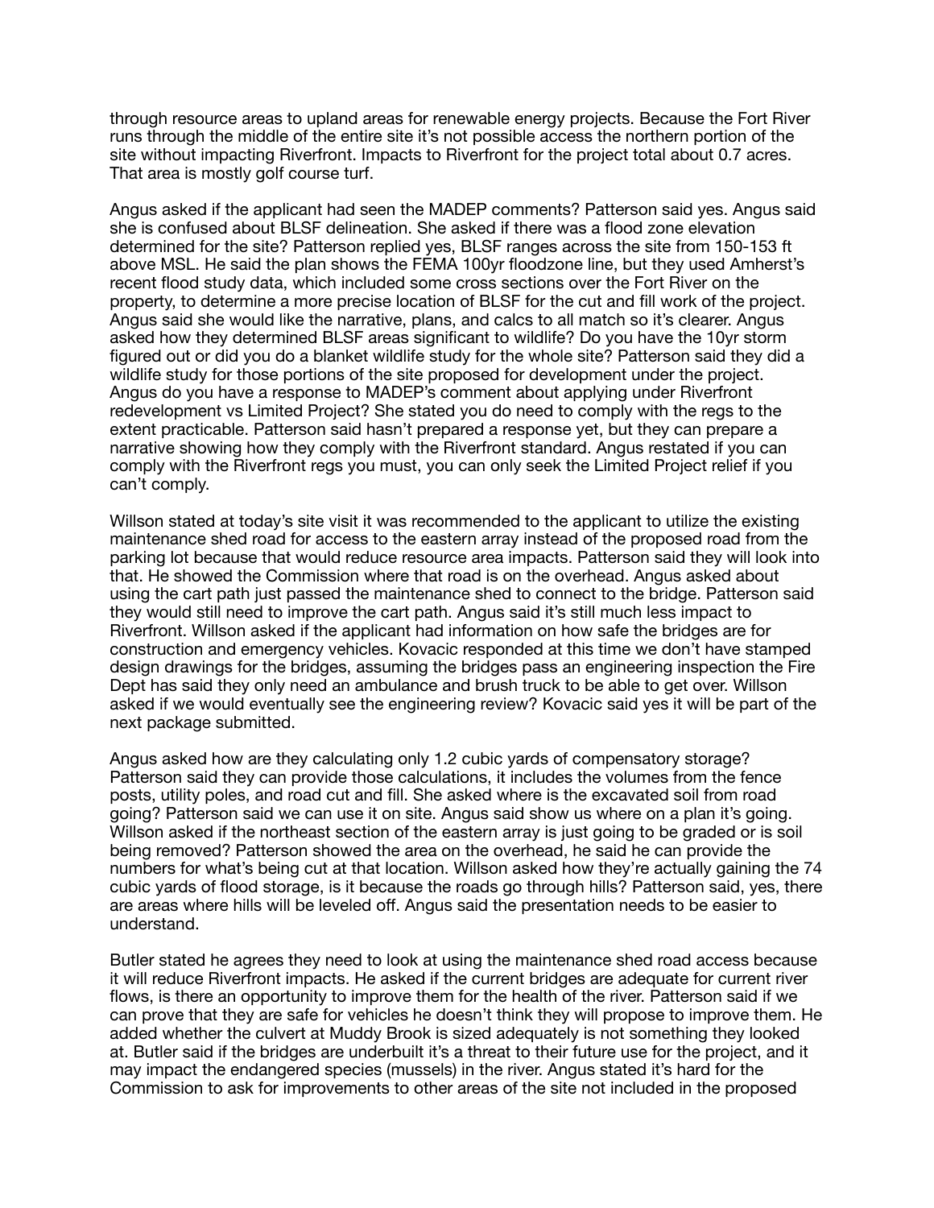through resource areas to upland areas for renewable energy projects. Because the Fort River runs through the middle of the entire site it's not possible access the northern portion of the site without impacting Riverfront. Impacts to Riverfront for the project total about 0.7 acres. That area is mostly golf course turf.

Angus asked if the applicant had seen the MADEP comments? Patterson said yes. Angus said she is confused about BLSF delineation. She asked if there was a flood zone elevation determined for the site? Patterson replied yes, BLSF ranges across the site from 150-153 ft above MSL. He said the plan shows the FEMA 100yr floodzone line, but they used Amherst's recent flood study data, which included some cross sections over the Fort River on the property, to determine a more precise location of BLSF for the cut and fill work of the project. Angus said she would like the narrative, plans, and calcs to all match so it's clearer. Angus asked how they determined BLSF areas significant to wildlife? Do you have the 10yr storm figured out or did you do a blanket wildlife study for the whole site? Patterson said they did a wildlife study for those portions of the site proposed for development under the project. Angus do you have a response to MADEP's comment about applying under Riverfront redevelopment vs Limited Project? She stated you do need to comply with the regs to the extent practicable. Patterson said hasn't prepared a response yet, but they can prepare a narrative showing how they comply with the Riverfront standard. Angus restated if you can comply with the Riverfront regs you must, you can only seek the Limited Project relief if you can't comply.

Willson stated at today's site visit it was recommended to the applicant to utilize the existing maintenance shed road for access to the eastern array instead of the proposed road from the parking lot because that would reduce resource area impacts. Patterson said they will look into that. He showed the Commission where that road is on the overhead. Angus asked about using the cart path just passed the maintenance shed to connect to the bridge. Patterson said they would still need to improve the cart path. Angus said it's still much less impact to Riverfront. Willson asked if the applicant had information on how safe the bridges are for construction and emergency vehicles. Kovacic responded at this time we don't have stamped design drawings for the bridges, assuming the bridges pass an engineering inspection the Fire Dept has said they only need an ambulance and brush truck to be able to get over. Willson asked if we would eventually see the engineering review? Kovacic said yes it will be part of the next package submitted.

Angus asked how are they calculating only 1.2 cubic yards of compensatory storage? Patterson said they can provide those calculations, it includes the volumes from the fence posts, utility poles, and road cut and fill. She asked where is the excavated soil from road going? Patterson said we can use it on site. Angus said show us where on a plan it's going. Willson asked if the northeast section of the eastern array is just going to be graded or is soil being removed? Patterson showed the area on the overhead, he said he can provide the numbers for what's being cut at that location. Willson asked how they're actually gaining the 74 cubic yards of flood storage, is it because the roads go through hills? Patterson said, yes, there are areas where hills will be leveled off. Angus said the presentation needs to be easier to understand.

Butler stated he agrees they need to look at using the maintenance shed road access because it will reduce Riverfront impacts. He asked if the current bridges are adequate for current river flows, is there an opportunity to improve them for the health of the river. Patterson said if we can prove that they are safe for vehicles he doesn't think they will propose to improve them. He added whether the culvert at Muddy Brook is sized adequately is not something they looked at. Butler said if the bridges are underbuilt it's a threat to their future use for the project, and it may impact the endangered species (mussels) in the river. Angus stated it's hard for the Commission to ask for improvements to other areas of the site not included in the proposed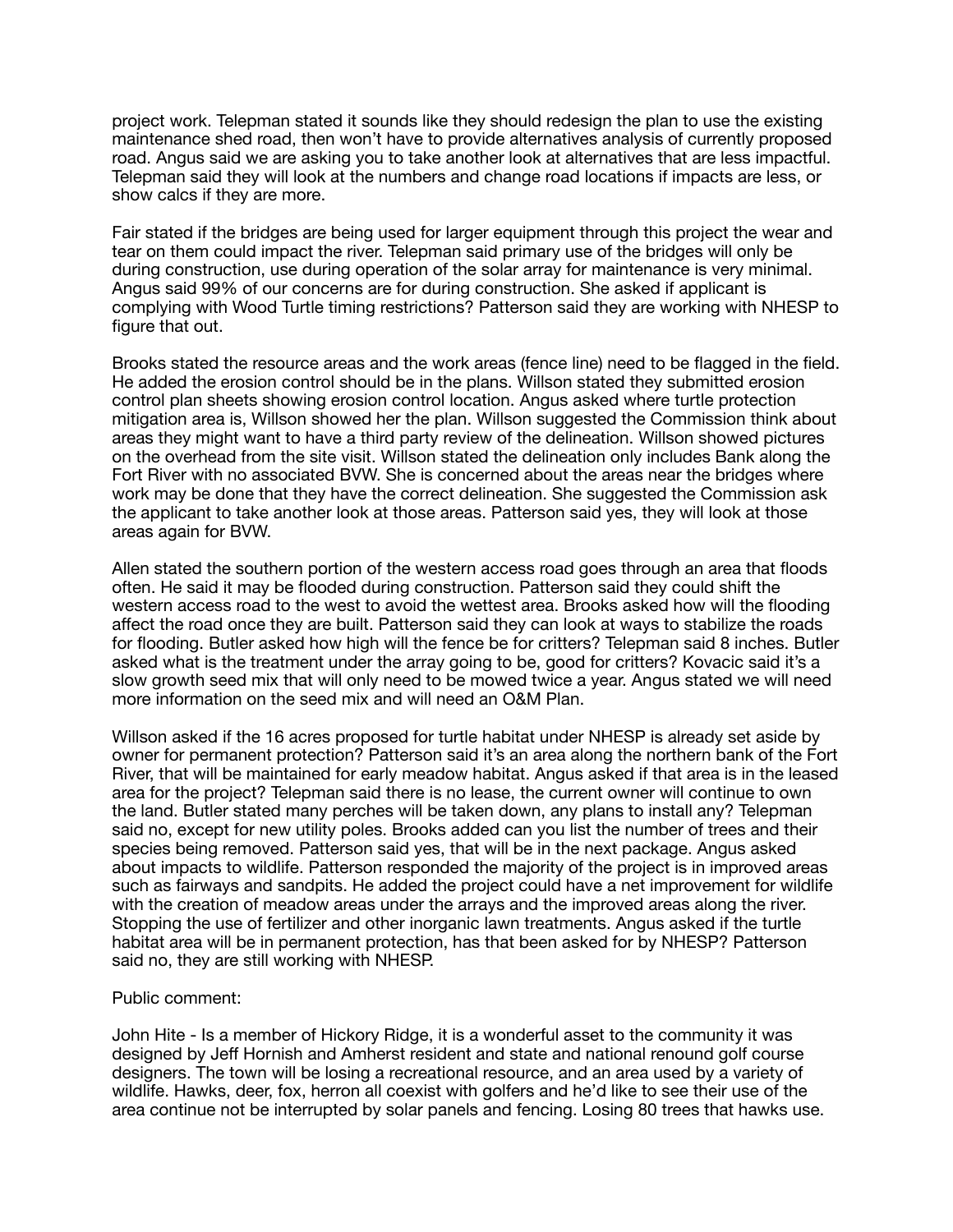project work. Telepman stated it sounds like they should redesign the plan to use the existing maintenance shed road, then won't have to provide alternatives analysis of currently proposed road. Angus said we are asking you to take another look at alternatives that are less impactful. Telepman said they will look at the numbers and change road locations if impacts are less, or show calcs if they are more.

Fair stated if the bridges are being used for larger equipment through this project the wear and tear on them could impact the river. Telepman said primary use of the bridges will only be during construction, use during operation of the solar array for maintenance is very minimal. Angus said 99% of our concerns are for during construction. She asked if applicant is complying with Wood Turtle timing restrictions? Patterson said they are working with NHESP to figure that out.

Brooks stated the resource areas and the work areas (fence line) need to be flagged in the field. He added the erosion control should be in the plans. Willson stated they submitted erosion control plan sheets showing erosion control location. Angus asked where turtle protection mitigation area is, Willson showed her the plan. Willson suggested the Commission think about areas they might want to have a third party review of the delineation. Willson showed pictures on the overhead from the site visit. Willson stated the delineation only includes Bank along the Fort River with no associated BVW. She is concerned about the areas near the bridges where work may be done that they have the correct delineation. She suggested the Commission ask the applicant to take another look at those areas. Patterson said yes, they will look at those areas again for BVW.

Allen stated the southern portion of the western access road goes through an area that floods often. He said it may be flooded during construction. Patterson said they could shift the western access road to the west to avoid the wettest area. Brooks asked how will the flooding affect the road once they are built. Patterson said they can look at ways to stabilize the roads for flooding. Butler asked how high will the fence be for critters? Telepman said 8 inches. Butler asked what is the treatment under the array going to be, good for critters? Kovacic said it's a slow growth seed mix that will only need to be mowed twice a year. Angus stated we will need more information on the seed mix and will need an O&M Plan.

Willson asked if the 16 acres proposed for turtle habitat under NHESP is already set aside by owner for permanent protection? Patterson said it's an area along the northern bank of the Fort River, that will be maintained for early meadow habitat. Angus asked if that area is in the leased area for the project? Telepman said there is no lease, the current owner will continue to own the land. Butler stated many perches will be taken down, any plans to install any? Telepman said no, except for new utility poles. Brooks added can you list the number of trees and their species being removed. Patterson said yes, that will be in the next package. Angus asked about impacts to wildlife. Patterson responded the majority of the project is in improved areas such as fairways and sandpits. He added the project could have a net improvement for wildlife with the creation of meadow areas under the arrays and the improved areas along the river. Stopping the use of fertilizer and other inorganic lawn treatments. Angus asked if the turtle habitat area will be in permanent protection, has that been asked for by NHESP? Patterson said no, they are still working with NHESP.

Public comment:

John Hite - Is a member of Hickory Ridge, it is a wonderful asset to the community it was designed by Jeff Hornish and Amherst resident and state and national renound golf course designers. The town will be losing a recreational resource, and an area used by a variety of wildlife. Hawks, deer, fox, herron all coexist with golfers and he'd like to see their use of the area continue not be interrupted by solar panels and fencing. Losing 80 trees that hawks use.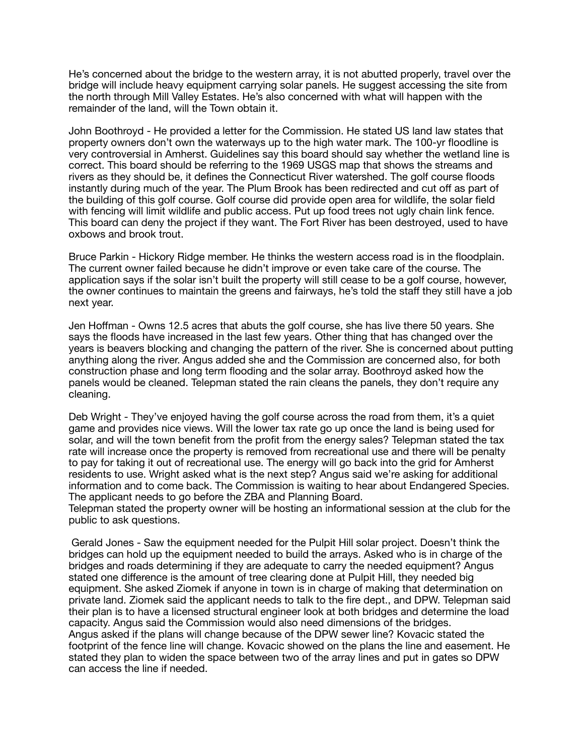He's concerned about the bridge to the western array, it is not abutted properly, travel over the bridge will include heavy equipment carrying solar panels. He suggest accessing the site from the north through Mill Valley Estates. He's also concerned with what will happen with the remainder of the land, will the Town obtain it.

John Boothroyd - He provided a letter for the Commission. He stated US land law states that property owners don't own the waterways up to the high water mark. The 100-yr floodline is very controversial in Amherst. Guidelines say this board should say whether the wetland line is correct. This board should be referring to the 1969 USGS map that shows the streams and rivers as they should be, it defines the Connecticut River watershed. The golf course floods instantly during much of the year. The Plum Brook has been redirected and cut off as part of the building of this golf course. Golf course did provide open area for wildlife, the solar field with fencing will limit wildlife and public access. Put up food trees not ugly chain link fence. This board can deny the project if they want. The Fort River has been destroyed, used to have oxbows and brook trout.

Bruce Parkin - Hickory Ridge member. He thinks the western access road is in the floodplain. The current owner failed because he didn't improve or even take care of the course. The application says if the solar isn't built the property will still cease to be a golf course, however, the owner continues to maintain the greens and fairways, he's told the staff they still have a job next year.

Jen Hoffman - Owns 12.5 acres that abuts the golf course, she has live there 50 years. She says the floods have increased in the last few years. Other thing that has changed over the years is beavers blocking and changing the pattern of the river. She is concerned about putting anything along the river. Angus added she and the Commission are concerned also, for both construction phase and long term flooding and the solar array. Boothroyd asked how the panels would be cleaned. Telepman stated the rain cleans the panels, they don't require any cleaning.

Deb Wright - They've enjoyed having the golf course across the road from them, it's a quiet game and provides nice views. Will the lower tax rate go up once the land is being used for solar, and will the town benefit from the profit from the energy sales? Telepman stated the tax rate will increase once the property is removed from recreational use and there will be penalty to pay for taking it out of recreational use. The energy will go back into the grid for Amherst residents to use. Wright asked what is the next step? Angus said we're asking for additional information and to come back. The Commission is waiting to hear about Endangered Species. The applicant needs to go before the ZBA and Planning Board.
Telepman stated the property owner will be hosting an informational session at the club for the public to ask questions.

Gerald Jones - Saw the equipment needed for the Pulpit Hill solar project. Doesn't think the bridges can hold up the equipment needed to build the arrays. Asked who is in charge of the bridges and roads determining if they are adequate to carry the needed equipment? Angus stated one difference is the amount of tree clearing done at Pulpit Hill, they needed big equipment. She asked Ziomek if anyone in town is in charge of making that determination on private land. Ziomek said the applicant needs to talk to the fire dept., and DPW. Telepman said their plan is to have a licensed structural engineer look at both bridges and determine the load capacity. Angus said the Commission would also need dimensions of the bridges.
Angus asked if the plans will change because of the DPW sewer line? Kovacic stated the footprint of the fence line will change. Kovacic showed on the plans the line and easement. He stated they plan to widen the space between two of the array lines and put in gates so DPW can access the line if needed.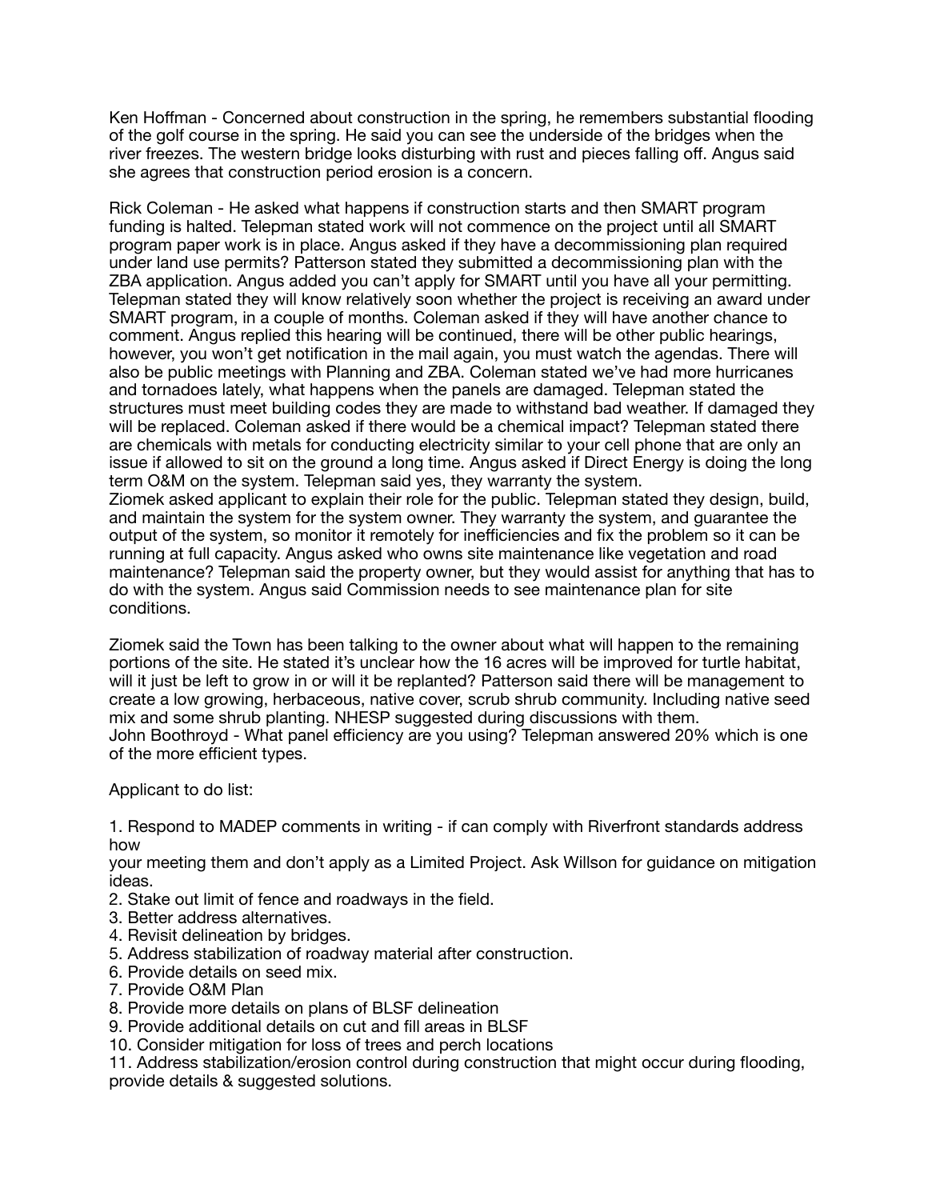Ken Hoffman - Concerned about construction in the spring, he remembers substantial flooding of the golf course in the spring. He said you can see the underside of the bridges when the river freezes. The western bridge looks disturbing with rust and pieces falling off. Angus said she agrees that construction period erosion is a concern.

Rick Coleman - He asked what happens if construction starts and then SMART program funding is halted. Telepman stated work will not commence on the project until all SMART program paper work is in place. Angus asked if they have a decommissioning plan required under land use permits? Patterson stated they submitted a decommissioning plan with the ZBA application. Angus added you can't apply for SMART until you have all your permitting. Telepman stated they will know relatively soon whether the project is receiving an award under SMART program, in a couple of months. Coleman asked if they will have another chance to comment. Angus replied this hearing will be continued, there will be other public hearings, however, you won't get notification in the mail again, you must watch the agendas. There will also be public meetings with Planning and ZBA. Coleman stated we've had more hurricanes and tornadoes lately, what happens when the panels are damaged. Telepman stated the structures must meet building codes they are made to withstand bad weather. If damaged they will be replaced. Coleman asked if there would be a chemical impact? Telepman stated there are chemicals with metals for conducting electricity similar to your cell phone that are only an issue if allowed to sit on the ground a long time. Angus asked if Direct Energy is doing the long term O&M on the system. Telepman said yes, they warranty the system.
Ziomek asked applicant to explain their role for the public. Telepman stated they design, build, and maintain the system for the system owner. They warranty the system, and guarantee the output of the system, so monitor it remotely for inefficiencies and fix the problem so it can be running at full capacity. Angus asked who owns site maintenance like vegetation and road maintenance? Telepman said the property owner, but they would assist for anything that has to do with the system. Angus said Commission needs to see maintenance plan for site conditions.

Ziomek said the Town has been talking to the owner about what will happen to the remaining portions of the site. He stated it's unclear how the 16 acres will be improved for turtle habitat, will it just be left to grow in or will it be replanted? Patterson said there will be management to create a low growing, herbaceous, native cover, scrub shrub community. Including native seed mix and some shrub planting. NHESP suggested during discussions with them.
John Boothroyd - What panel efficiency are you using? Telepman answered 20% which is one of the more efficient types.

Applicant to do list:

1. Respond to MADEP comments in writing - if can comply with Riverfront standards address how
your meeting them and don't apply as a Limited Project. Ask Willson for guidance on mitigation ideas.
2. Stake out limit of fence and roadways in the field.
3. Better address alternatives.
4. Revisit delineation by bridges.
5. Address stabilization of roadway material after construction.
6. Provide details on seed mix.
7. Provide O&M Plan
8. Provide more details on plans of BLSF delineation
9. Provide additional details on cut and fill areas in BLSF
10. Consider mitigation for loss of trees and perch locations
11. Address stabilization/erosion control during construction that might occur during flooding, provide details & suggested solutions.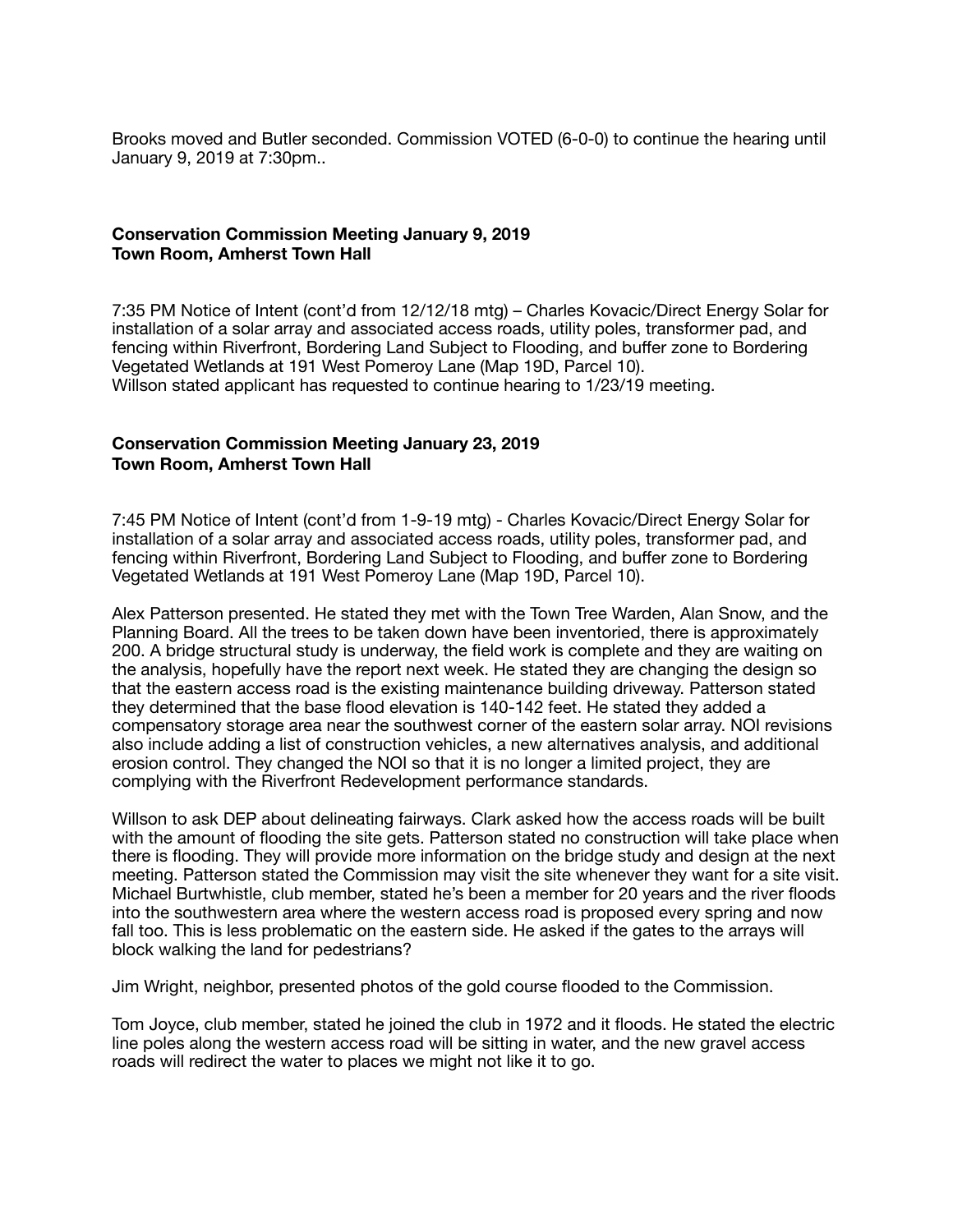Brooks moved and Butler seconded. Commission VOTED (6-0-0) to continue the hearing until January 9, 2019 at 7:30pm..

**Conservation Commission Meeting January 9, 2019**
**Town Room, Amherst Town Hall**

7:35 PM Notice of Intent (cont'd from 12/12/18 mtg) – Charles Kovacic/Direct Energy Solar for installation of a solar array and associated access roads, utility poles, transformer pad, and fencing within Riverfront, Bordering Land Subject to Flooding, and buffer zone to Bordering Vegetated Wetlands at 191 West Pomeroy Lane (Map 19D, Parcel 10).
Willson stated applicant has requested to continue hearing to 1/23/19 meeting.

**Conservation Commission Meeting January 23, 2019**
**Town Room, Amherst Town Hall**

7:45 PM Notice of Intent (cont'd from 1-9-19 mtg) - Charles Kovacic/Direct Energy Solar for installation of a solar array and associated access roads, utility poles, transformer pad, and fencing within Riverfront, Bordering Land Subject to Flooding, and buffer zone to Bordering Vegetated Wetlands at 191 West Pomeroy Lane (Map 19D, Parcel 10).

Alex Patterson presented. He stated they met with the Town Tree Warden, Alan Snow, and the Planning Board. All the trees to be taken down have been inventoried, there is approximately 200. A bridge structural study is underway, the field work is complete and they are waiting on the analysis, hopefully have the report next week. He stated they are changing the design so that the eastern access road is the existing maintenance building driveway. Patterson stated they determined that the base flood elevation is 140-142 feet. He stated they added a compensatory storage area near the southwest corner of the eastern solar array. NOI revisions also include adding a list of construction vehicles, a new alternatives analysis, and additional erosion control. They changed the NOI so that it is no longer a limited project, they are complying with the Riverfront Redevelopment performance standards.

Willson to ask DEP about delineating fairways. Clark asked how the access roads will be built with the amount of flooding the site gets. Patterson stated no construction will take place when there is flooding. They will provide more information on the bridge study and design at the next meeting. Patterson stated the Commission may visit the site whenever they want for a site visit. Michael Burtwhistle, club member, stated he's been a member for 20 years and the river floods into the southwestern area where the western access road is proposed every spring and now fall too. This is less problematic on the eastern side. He asked if the gates to the arrays will block walking the land for pedestrians?

Jim Wright, neighbor, presented photos of the gold course flooded to the Commission.

Tom Joyce, club member, stated he joined the club in 1972 and it floods. He stated the electric line poles along the western access road will be sitting in water, and the new gravel access roads will redirect the water to places we might not like it to go.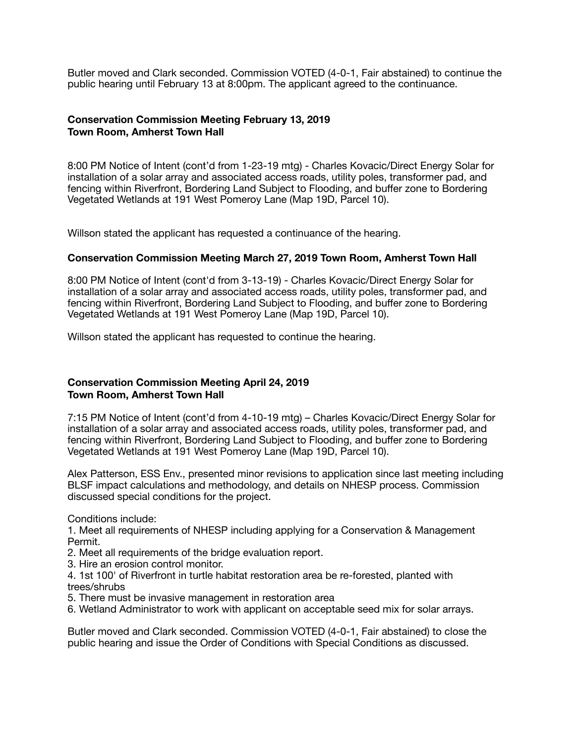Butler moved and Clark seconded. Commission VOTED (4-0-1, Fair abstained) to continue the public hearing until February 13 at 8:00pm. The applicant agreed to the continuance.

**Conservation Commission Meeting February 13, 2019**
**Town Room, Amherst Town Hall**

8:00 PM Notice of Intent (cont'd from 1-23-19 mtg) - Charles Kovacic/Direct Energy Solar for installation of a solar array and associated access roads, utility poles, transformer pad, and fencing within Riverfront, Bordering Land Subject to Flooding, and buffer zone to Bordering Vegetated Wetlands at 191 West Pomeroy Lane (Map 19D, Parcel 10).

Willson stated the applicant has requested a continuance of the hearing.

**Conservation Commission Meeting March 27, 2019 Town Room, Amherst Town Hall**

8:00 PM Notice of Intent (cont'd from 3-13-19) - Charles Kovacic/Direct Energy Solar for installation of a solar array and associated access roads, utility poles, transformer pad, and fencing within Riverfront, Bordering Land Subject to Flooding, and buffer zone to Bordering Vegetated Wetlands at 191 West Pomeroy Lane (Map 19D, Parcel 10).

Willson stated the applicant has requested to continue the hearing.

**Conservation Commission Meeting April 24, 2019**
**Town Room, Amherst Town Hall**

7:15 PM Notice of Intent (cont'd from 4-10-19 mtg) – Charles Kovacic/Direct Energy Solar for installation of a solar array and associated access roads, utility poles, transformer pad, and fencing within Riverfront, Bordering Land Subject to Flooding, and buffer zone to Bordering Vegetated Wetlands at 191 West Pomeroy Lane (Map 19D, Parcel 10).

Alex Patterson, ESS Env., presented minor revisions to application since last meeting including BLSF impact calculations and methodology, and details on NHESP process. Commission discussed special conditions for the project.

Conditions include:

1. Meet all requirements of NHESP including applying for a Conservation & Management Permit.
2. Meet all requirements of the bridge evaluation report.
3. Hire an erosion control monitor.
4. 1st 100' of Riverfront in turtle habitat restoration area be re-forested, planted with trees/shrubs
5. There must be invasive management in restoration area
6. Wetland Administrator to work with applicant on acceptable seed mix for solar arrays.

Butler moved and Clark seconded. Commission VOTED (4-0-1, Fair abstained) to close the public hearing and issue the Order of Conditions with Special Conditions as discussed.